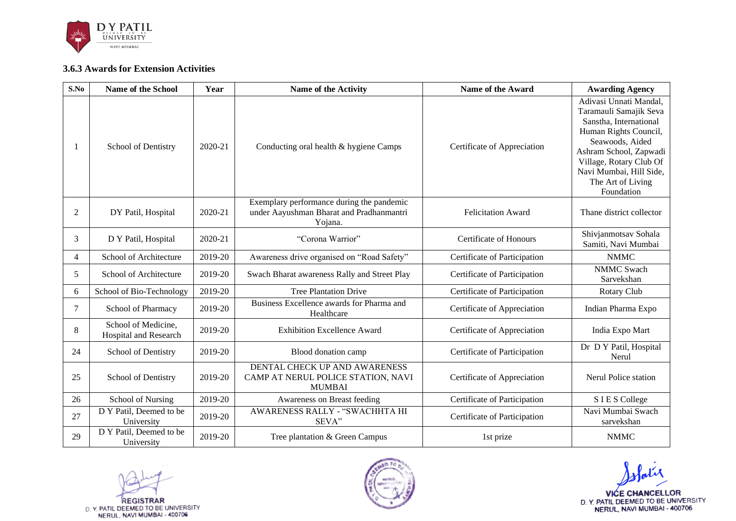### 3.6.3 Awards for Extension Activities

| S.No | Name of the School | Year | Name of the Activity | Name of the Award | Awarding Agency |
|---|---|---|---|---|---|
| 1 | School of Dentistry | 2020-21 | Conducting oral health & hygiene Camps | Certificate of Appreciation | Adivasi Unnati Mandal, Taramauli Samajik Seva Sanstha, International Human Rights Council, Seawoods, Aided Ashram School, Zapwadi Village, Rotary Club Of Navi Mumbai, Hill Side, The Art of Living Foundation |
| 2 | DY Patil, Hospital | 2020-21 | Exemplary performance during the pandemic under Aayushman Bharat and Pradhanmantri Yojana. | Felicitation Award | Thane district collector |
| 3 | D Y Patil, Hospital | 2020-21 | "Corona Warrior" | Certificate of Honours | Shivjanmotsav Sohala Samiti, Navi Mumbai |
| 4 | School of Architecture | 2019-20 | Awareness drive organised on "Road Safety" | Certificate of Participation | NMMC |
| 5 | School of Architecture | 2019-20 | Swach Bharat awareness Rally and Street Play | Certificate of Participation | NMMC Swach Sarvekshan |
| 6 | School of Bio-Technology | 2019-20 | Tree Plantation Drive | Certificate of Participation | Rotary Club |
| 7 | School of Pharmacy | 2019-20 | Business Excellence awards for Pharma and Healthcare | Certificate of Appreciation | Indian Pharma Expo |
| 8 | School of Medicine, Hospital and Research | 2019-20 | Exhibition Excellence Award | Certificate of Appreciation | India Expo Mart |
| 24 | School of Dentistry | 2019-20 | Blood donation camp | Certificate of Participation | Dr D Y Patil, Hospital Nerul |
| 25 | School of Dentistry | 2019-20 | DENTAL CHECK UP AND AWARENESS CAMP AT NERUL POLICE STATION, NAVI MUMBAI | Certificate of Appreciation | Nerul Police station |
| 26 | School of Nursing | 2019-20 | Awareness on Breast feeding | Certificate of Participation | S I E S College |
| 27 | D Y Patil, Deemed to be University | 2019-20 | AWARENESS RALLY - "SWACHHTA HI SEVA" | Certificate of Participation | Navi Mumbai Swach sarvekshan |
| 29 | D Y Patil, Deemed to be University | 2019-20 | Tree plantation & Green Campus | 1st prize | NMMC |

REGISTRAR
D. Y. PATIL DEEMED TO BE UNIVERSITY
NERUL, NAVI MUMBAI - 400706

VICE CHANCELLOR
D. Y. PATIL DEEMED TO BE UNIVERSITY
NERUL, NAVI MUMBAI - 400706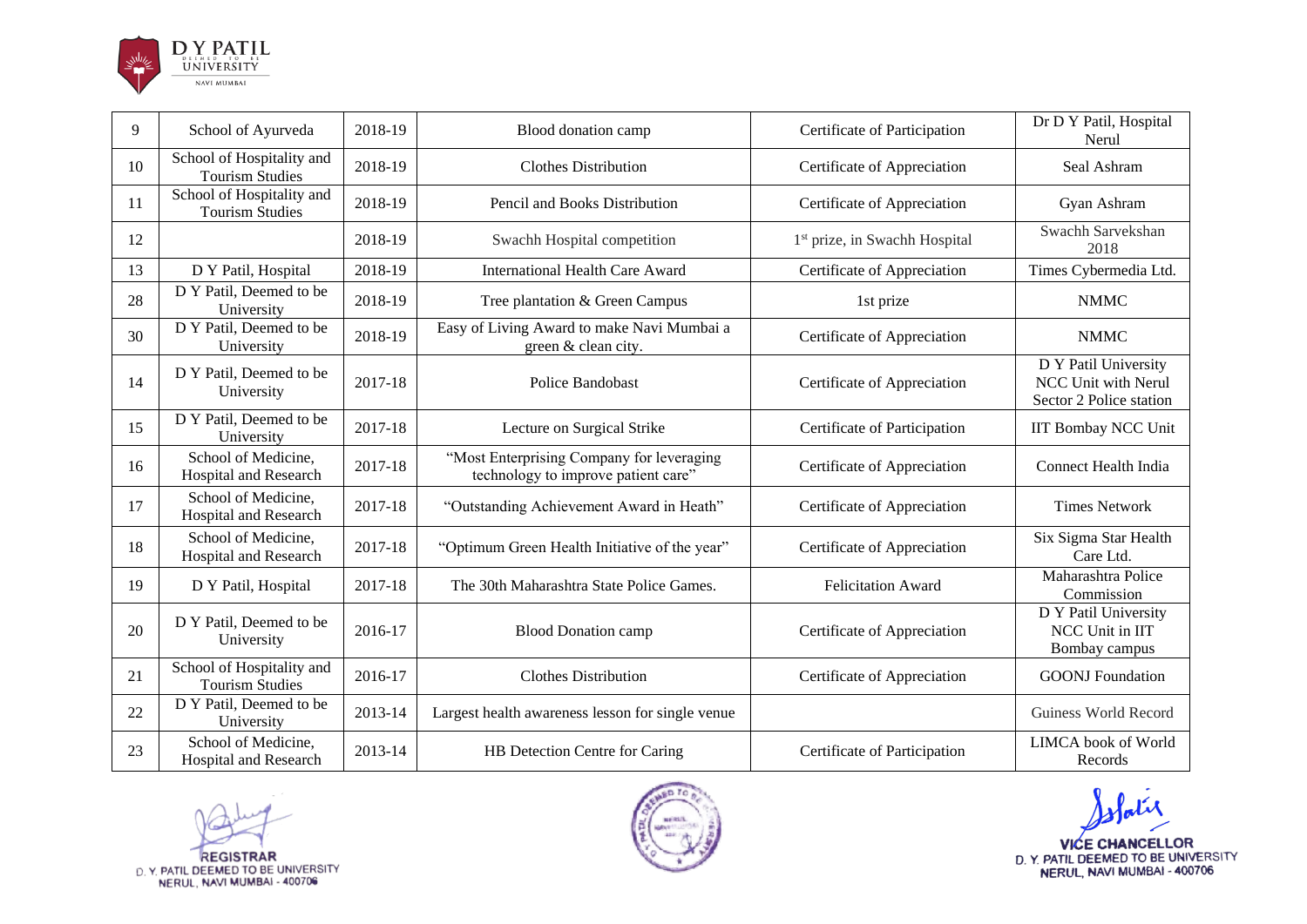| | | | | | |
|---|---|---|---|---|---|
| 9 | School of Ayurveda | 2018-19 | Blood donation camp | Certificate of Participation | Dr D Y Patil, Hospital Nerul |
| 10 | School of Hospitality and Tourism Studies | 2018-19 | Clothes Distribution | Certificate of Appreciation | Seal Ashram |
| 11 | School of Hospitality and Tourism Studies | 2018-19 | Pencil and Books Distribution | Certificate of Appreciation | Gyan Ashram |
| 12 | | 2018-19 | Swachh Hospital competition | 1st prize, in Swachh Hospital | Swachh Sarvekshan 2018 |
| 13 | D Y Patil, Hospital | 2018-19 | International Health Care Award | Certificate of Appreciation | Times Cybermedia Ltd. |
| 28 | D Y Patil, Deemed to be University | 2018-19 | Tree plantation & Green Campus | 1st prize | NMMC |
| 30 | D Y Patil, Deemed to be University | 2018-19 | Easy of Living Award to make Navi Mumbai a green & clean city. | Certificate of Appreciation | NMMC |
| 14 | D Y Patil, Deemed to be University | 2017-18 | Police Bandobast | Certificate of Appreciation | D Y Patil University NCC Unit with Nerul Sector 2 Police station |
| 15 | D Y Patil, Deemed to be University | 2017-18 | Lecture on Surgical Strike | Certificate of Participation | IIT Bombay NCC Unit |
| 16 | School of Medicine, Hospital and Research | 2017-18 | "Most Enterprising Company for leveraging technology to improve patient care" | Certificate of Appreciation | Connect Health India |
| 17 | School of Medicine, Hospital and Research | 2017-18 | "Outstanding Achievement Award in Heath" | Certificate of Appreciation | Times Network |
| 18 | School of Medicine, Hospital and Research | 2017-18 | "Optimum Green Health Initiative of the year" | Certificate of Appreciation | Six Sigma Star Health Care Ltd. |
| 19 | D Y Patil, Hospital | 2017-18 | The 30th Maharashtra State Police Games. | Felicitation Award | Maharashtra Police Commission |
| 20 | D Y Patil, Deemed to be University | 2016-17 | Blood Donation camp | Certificate of Appreciation | D Y Patil University NCC Unit in IIT Bombay campus |
| 21 | School of Hospitality and Tourism Studies | 2016-17 | Clothes Distribution | Certificate of Appreciation | GOONJ Foundation |
| 22 | D Y Patil, Deemed to be University | 2013-14 | Largest health awareness lesson for single venue | | Guiness World Record |
| 23 | School of Medicine, Hospital and Research | 2013-14 | HB Detection Centre for Caring | Certificate of Participation | LIMCA book of World Records |

REGISTRAR
D. Y. PATIL DEEMED TO BE UNIVERSITY
NERUL, NAVI MUMBAI - 400706

VICE CHANCELLOR
D. Y. PATIL DEEMED TO BE UNIVERSITY
NERUL, NAVI MUMBAI - 400706